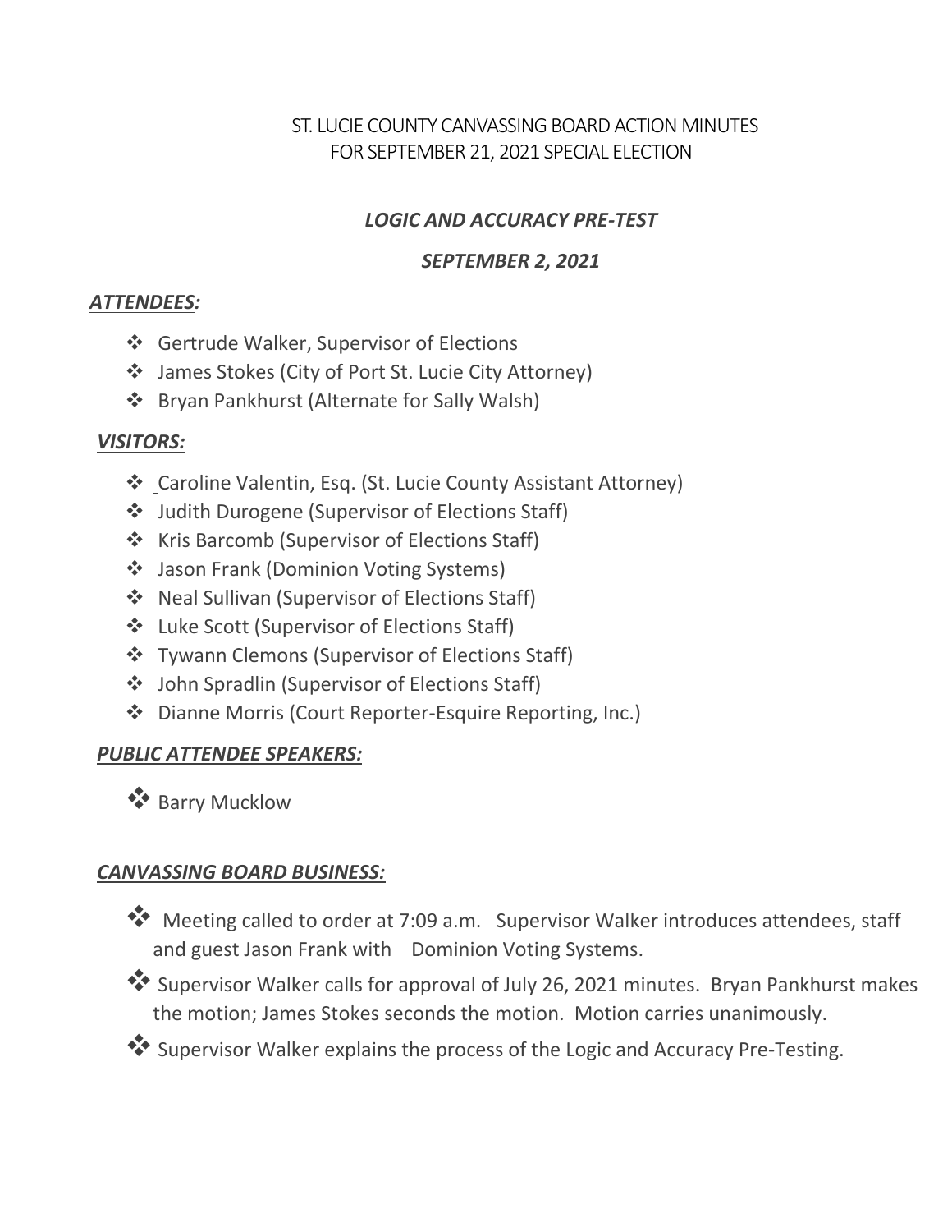# ST. LUCIE COUNTY CANVASSING BOARD ACTION MINUTES FOR SEPTEMBER 21, 2021 SPECIAL ELECTION

## *LOGIC AND ACCURACY PRE-TEST*

## *SEPTEMBER 2, 2021*

### ***ATTENDEES:***

- Gertrude Walker, Supervisor of Elections
- James Stokes (City of Port St. Lucie City Attorney)
- Bryan Pankhurst (Alternate for Sally Walsh)

### ***VISITORS:***

- Caroline Valentin, Esq. (St. Lucie County Assistant Attorney)
- Judith Durogene (Supervisor of Elections Staff)
- Kris Barcomb (Supervisor of Elections Staff)
- Jason Frank (Dominion Voting Systems)
- Neal Sullivan (Supervisor of Elections Staff)
- Luke Scott (Supervisor of Elections Staff)
- Tywann Clemons (Supervisor of Elections Staff)
- John Spradlin (Supervisor of Elections Staff)
- Dianne Morris (Court Reporter-Esquire Reporting, Inc.)

### ***PUBLIC ATTENDEE SPEAKERS:***

- Barry Mucklow

### ***CANVASSING BOARD BUSINESS:***

- Meeting called to order at 7:09 a.m. Supervisor Walker introduces attendees, staff and guest Jason Frank with Dominion Voting Systems.
- Supervisor Walker calls for approval of July 26, 2021 minutes. Bryan Pankhurst makes the motion; James Stokes seconds the motion. Motion carries unanimously.
- Supervisor Walker explains the process of the Logic and Accuracy Pre-Testing.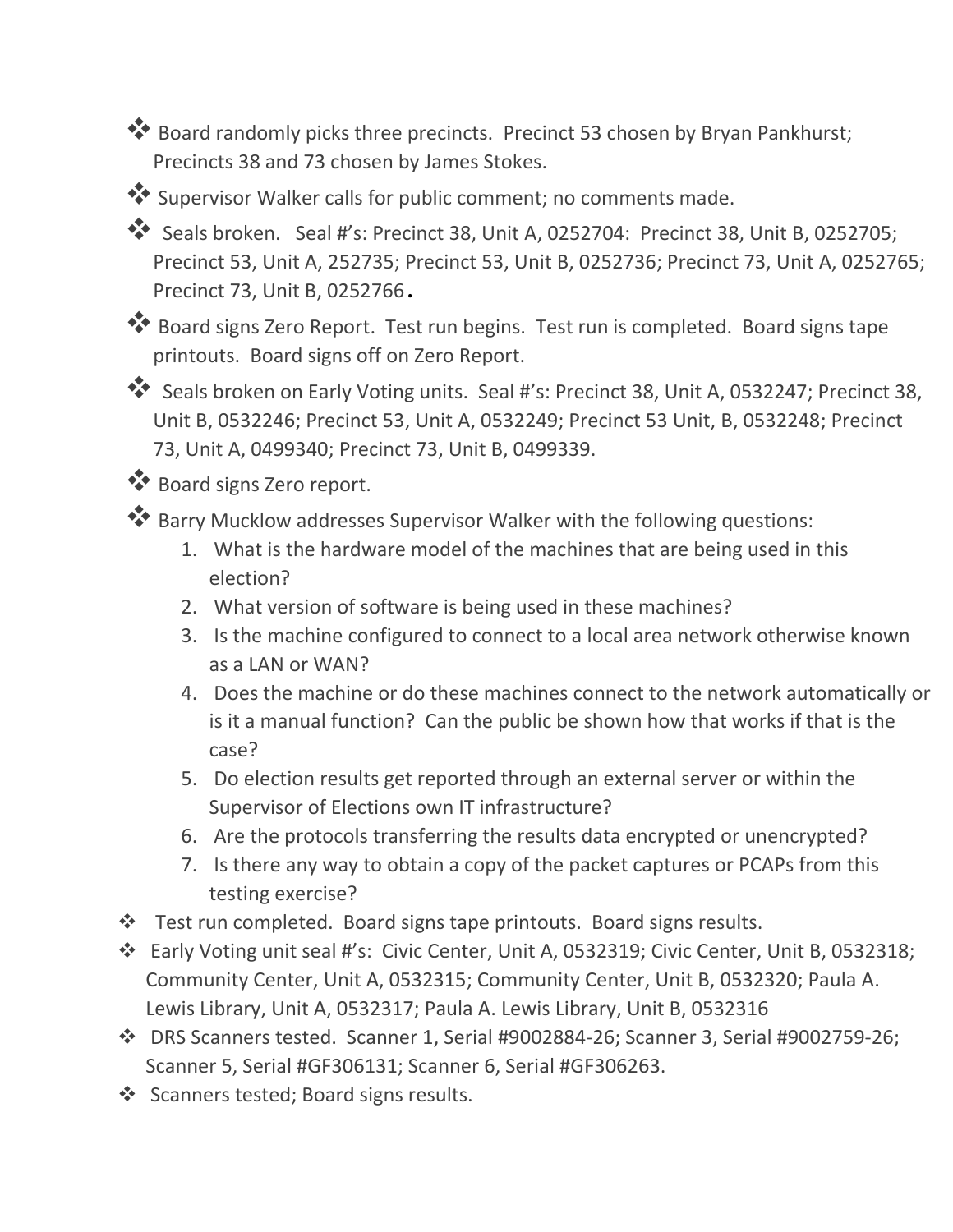- Board randomly picks three precincts. Precinct 53 chosen by Bryan Pankhurst; Precincts 38 and 73 chosen by James Stokes.
- Supervisor Walker calls for public comment; no comments made.
- Seals broken. Seal #'s: Precinct 38, Unit A, 0252704: Precinct 38, Unit B, 0252705; Precinct 53, Unit A, 252735; Precinct 53, Unit B, 0252736; Precinct 73, Unit A, 0252765; Precinct 73, Unit B, 0252766.
- Board signs Zero Report. Test run begins. Test run is completed. Board signs tape printouts. Board signs off on Zero Report.
- Seals broken on Early Voting units. Seal #'s: Precinct 38, Unit A, 0532247; Precinct 38, Unit B, 0532246; Precinct 53, Unit A, 0532249; Precinct 53 Unit, B, 0532248; Precinct 73, Unit A, 0499340; Precinct 73, Unit B, 0499339.
- Board signs Zero report.
- Barry Mucklow addresses Supervisor Walker with the following questions:
    1. What is the hardware model of the machines that are being used in this election?
    2. What version of software is being used in these machines?
    3. Is the machine configured to connect to a local area network otherwise known as a LAN or WAN?
    4. Does the machine or do these machines connect to the network automatically or is it a manual function? Can the public be shown how that works if that is the case?
    5. Do election results get reported through an external server or within the Supervisor of Elections own IT infrastructure?
    6. Are the protocols transferring the results data encrypted or unencrypted?
    7. Is there any way to obtain a copy of the packet captures or PCAPs from this testing exercise?
- Test run completed. Board signs tape printouts. Board signs results.
- Early Voting unit seal #'s: Civic Center, Unit A, 0532319; Civic Center, Unit B, 0532318; Community Center, Unit A, 0532315; Community Center, Unit B, 0532320; Paula A. Lewis Library, Unit A, 0532317; Paula A. Lewis Library, Unit B, 0532316
- DRS Scanners tested. Scanner 1, Serial #9002884-26; Scanner 3, Serial #9002759-26; Scanner 5, Serial #GF306131; Scanner 6, Serial #GF306263.
- Scanners tested; Board signs results.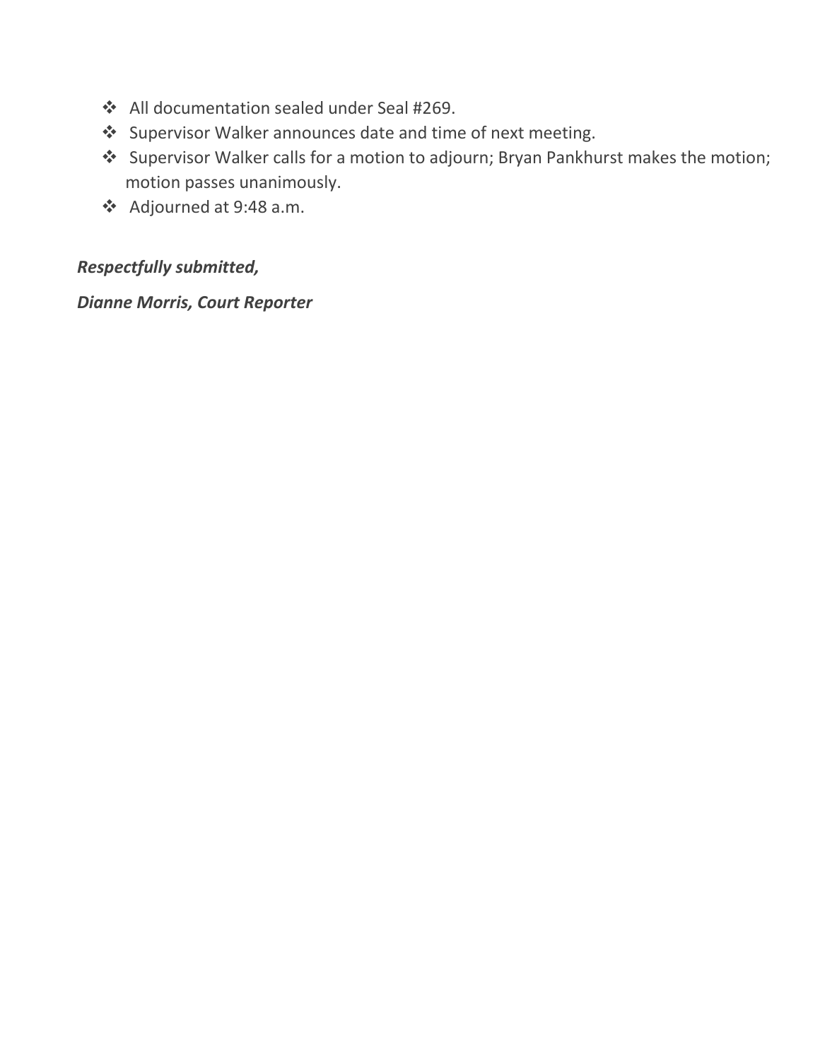- All documentation sealed under Seal #269.
- Supervisor Walker announces date and time of next meeting.
- Supervisor Walker calls for a motion to adjourn; Bryan Pankhurst makes the motion; motion passes unanimously.
- Adjourned at 9:48 a.m.

***Respectfully submitted,***

***Dianne Morris, Court Reporter***